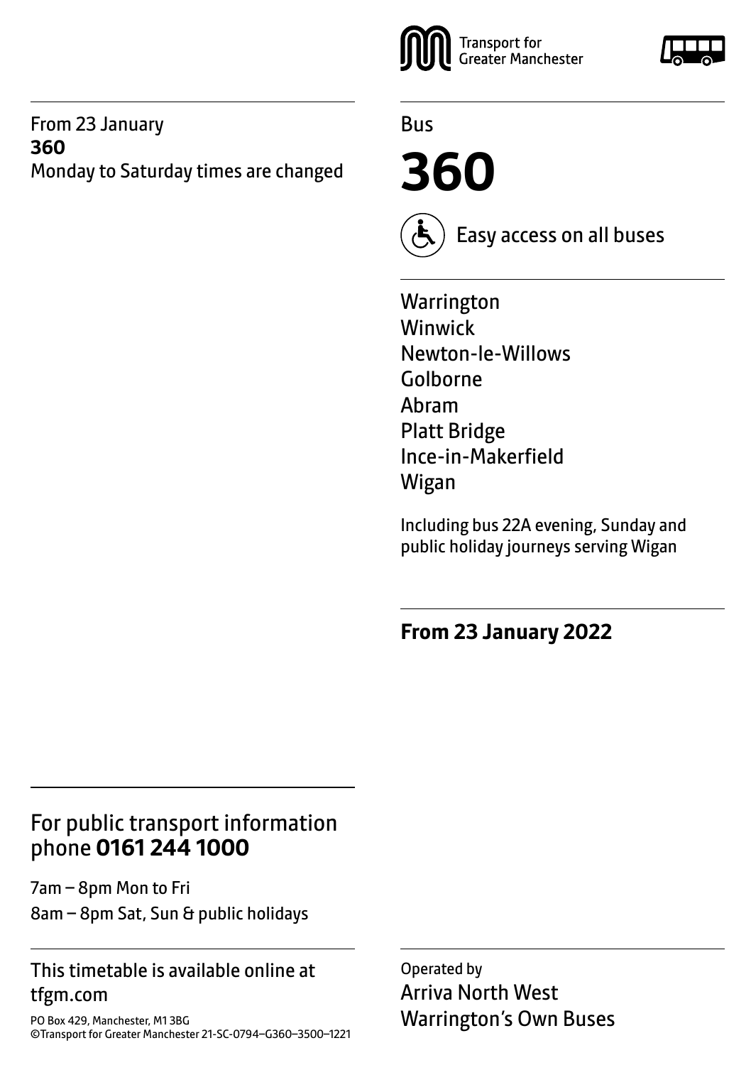From 23 January
**360**
Monday to Saturday times are changed

Transport for Greater Manchester

Bus

# 360

Easy access on all buses

Warrington
Winwick
Newton-le-Willows
Golborne
Abram
Platt Bridge
Ince-in-Makerfield
Wigan

Including bus 22A evening, Sunday and public holiday journeys serving Wigan

**From 23 January 2022**

## For public transport information phone **0161 244 1000**

7am – 8pm Mon to Fri
8am – 8pm Sat, Sun & public holidays

This timetable is available online at tfgm.com

PO Box 429, Manchester, M1 3BG
©Transport for Greater Manchester 21-SC-0794–G360–3500–1221

Operated by
Arriva North West
Warrington's Own Buses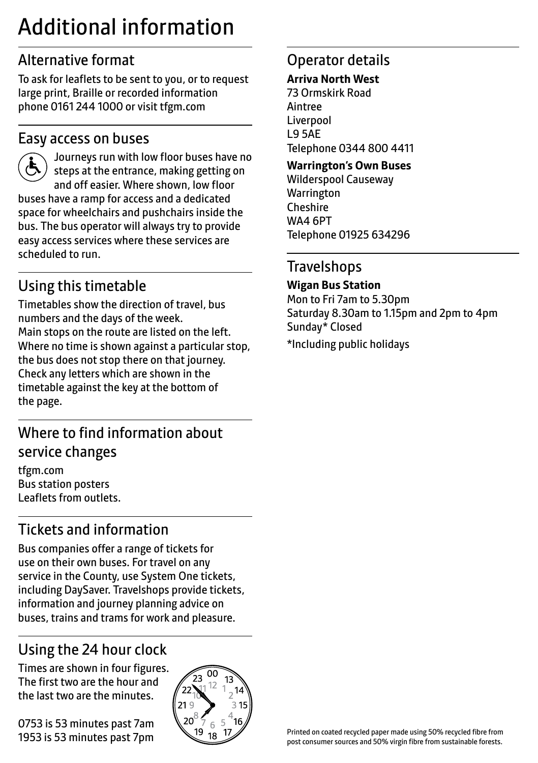# Additional information

## Alternative format

To ask for leaflets to be sent to you, or to request large print, Braille or recorded information phone 0161 244 1000 or visit tfgm.com

## Easy access on buses

Journeys run with low floor buses have no steps at the entrance, making getting on and off easier. Where shown, low floor buses have a ramp for access and a dedicated space for wheelchairs and pushchairs inside the bus. The bus operator will always try to provide easy access services where these services are scheduled to run.

## Using this timetable

Timetables show the direction of travel, bus numbers and the days of the week.
Main stops on the route are listed on the left. Where no time is shown against a particular stop, the bus does not stop there on that journey. Check any letters which are shown in the timetable against the key at the bottom of the page.

## Where to find information about service changes

tfgm.com
Bus station posters
Leaflets from outlets.

## Tickets and information

Bus companies offer a range of tickets for use on their own buses. For travel on any service in the County, use System One tickets, including DaySaver. Travelshops provide tickets, information and journey planning advice on buses, trains and trams for work and pleasure.

## Using the 24 hour clock

Times are shown in four figures. The first two are the hour and the last two are the minutes.

0753 is 53 minutes past 7am
1953 is 53 minutes past 7pm

## Operator details

**Arriva North West**
73 Ormskirk Road
Aintree
Liverpool
L9 5AE
Telephone 0344 800 4411

**Warrington's Own Buses**
Wilderspool Causeway
Warrington
Cheshire
WA4 6PT
Telephone 01925 634296

## Travelshops

**Wigan Bus Station**
Mon to Fri 7am to 5.30pm
Saturday 8.30am to 1.15pm and 2pm to 4pm
Sunday* Closed

*Including public holidays

Printed on coated recycled paper made using 50% recycled fibre from post consumer sources and 50% virgin fibre from sustainable forests.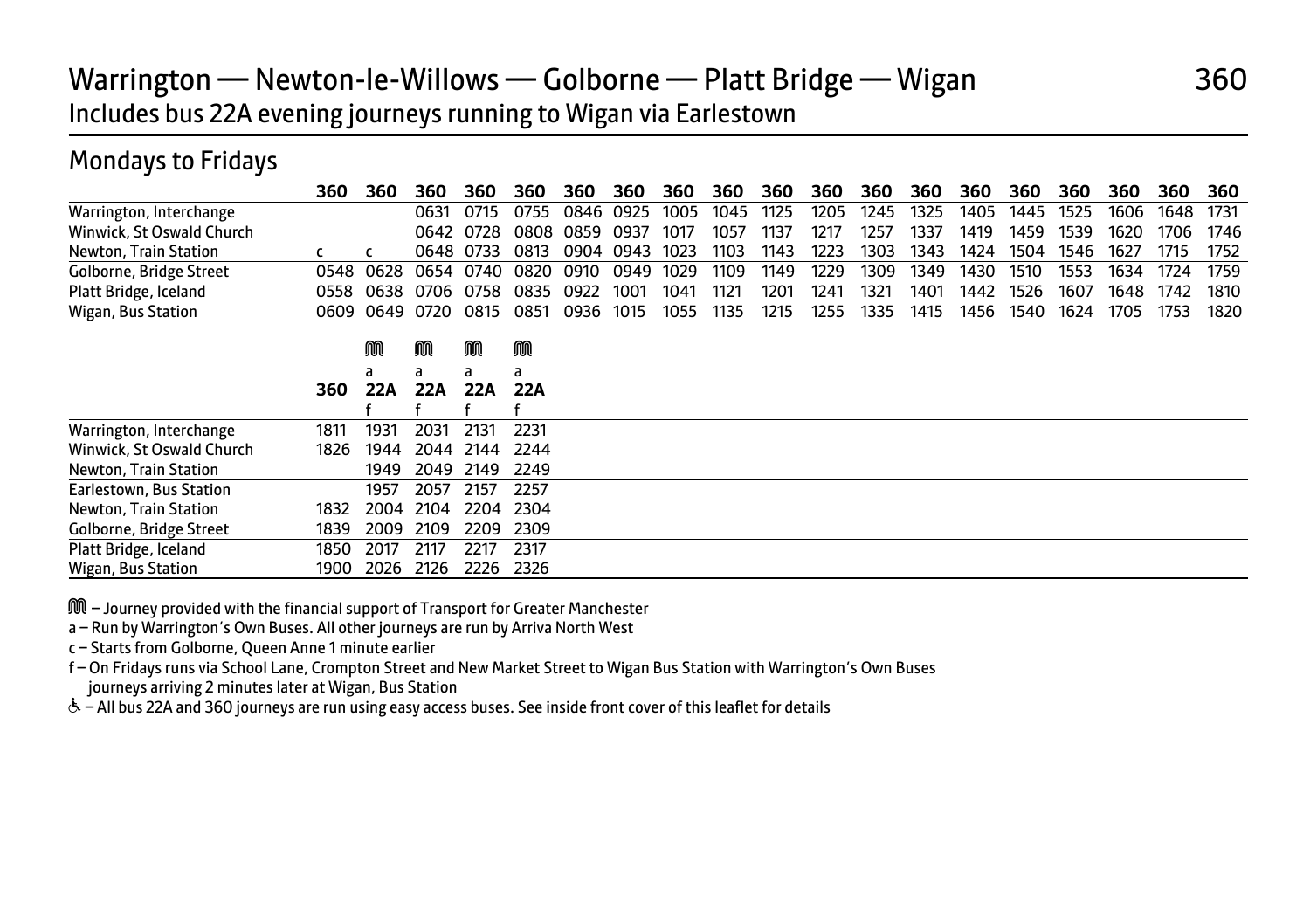# Warrington — Newton-le-Willows — Golborne — Platt Bridge — Wigan

360

Includes bus 22A evening journeys running to Wigan via Earlestown

## Mondays to Fridays

| | 360 | 360 | 360 | 360 | 360 | 360 | 360 | 360 | 360 | 360 | 360 | 360 | 360 | 360 | 360 | 360 | 360 | 360 | 360 |
|---|---|---|---|---|---|---|---|---|---|---|---|---|---|---|---|---|---|---|---|
| Warrington, Interchange | | | 0631 | 0715 | 0755 | 0846 | 0925 | 1005 | 1045 | 1125 | 1205 | 1245 | 1325 | 1405 | 1445 | 1525 | 1606 | 1648 | 1731 |
| Winwick, St Oswald Church | | | 0642 | 0728 | 0808 | 0859 | 0937 | 1017 | 1057 | 1137 | 1217 | 1257 | 1337 | 1419 | 1459 | 1539 | 1620 | 1706 | 1746 |
| Newton, Train Station | c | c | 0648 | 0733 | 0813 | 0904 | 0943 | 1023 | 1103 | 1143 | 1223 | 1303 | 1343 | 1424 | 1504 | 1546 | 1627 | 1715 | 1752 |
| Golborne, Bridge Street | 0548 | 0628 | 0654 | 0740 | 0820 | 0910 | 0949 | 1029 | 1109 | 1149 | 1229 | 1309 | 1349 | 1430 | 1510 | 1553 | 1634 | 1724 | 1759 |
| Platt Bridge, Iceland | 0558 | 0638 | 0706 | 0758 | 0835 | 0922 | 1001 | 1041 | 1121 | 1201 | 1241 | 1321 | 1401 | 1442 | 1526 | 1607 | 1648 | 1742 | 1810 |
| Wigan, Bus Station | 0609 | 0649 | 0720 | 0815 | 0851 | 0936 | 1015 | 1055 | 1135 | 1215 | 1255 | 1335 | 1415 | 1456 | 1540 | 1624 | 1705 | 1753 | 1820 |

| | 360 | 22A (M, a, f) | 22A (M, a, f) | 22A (M, a, f) | 22A (M, a, f) |
|---|---|---|---|---|---|
| Warrington, Interchange | 1811 | 1931 | 2031 | 2131 | 2231 |
| Winwick, St Oswald Church | 1826 | 1944 | 2044 | 2144 | 2244 |
| Newton, Train Station | | 1949 | 2049 | 2149 | 2249 |
| Earlestown, Bus Station | | 1957 | 2057 | 2157 | 2257 |
| Newton, Train Station | 1832 | 2004 | 2104 | 2204 | 2304 |
| Golborne, Bridge Street | 1839 | 2009 | 2109 | 2209 | 2309 |
| Platt Bridge, Iceland | 1850 | 2017 | 2117 | 2217 | 2317 |
| Wigan, Bus Station | 1900 | 2026 | 2126 | 2226 | 2326 |

M – Journey provided with the financial support of Transport for Greater Manchester

a – Run by Warrington's Own Buses. All other journeys are run by Arriva North West

c – Starts from Golborne, Queen Anne 1 minute earlier

f – On Fridays runs via School Lane, Crompton Street and New Market Street to Wigan Bus Station with Warrington's Own Buses journeys arriving 2 minutes later at Wigan, Bus Station

♿ – All bus 22A and 360 journeys are run using easy access buses. See inside front cover of this leaflet for details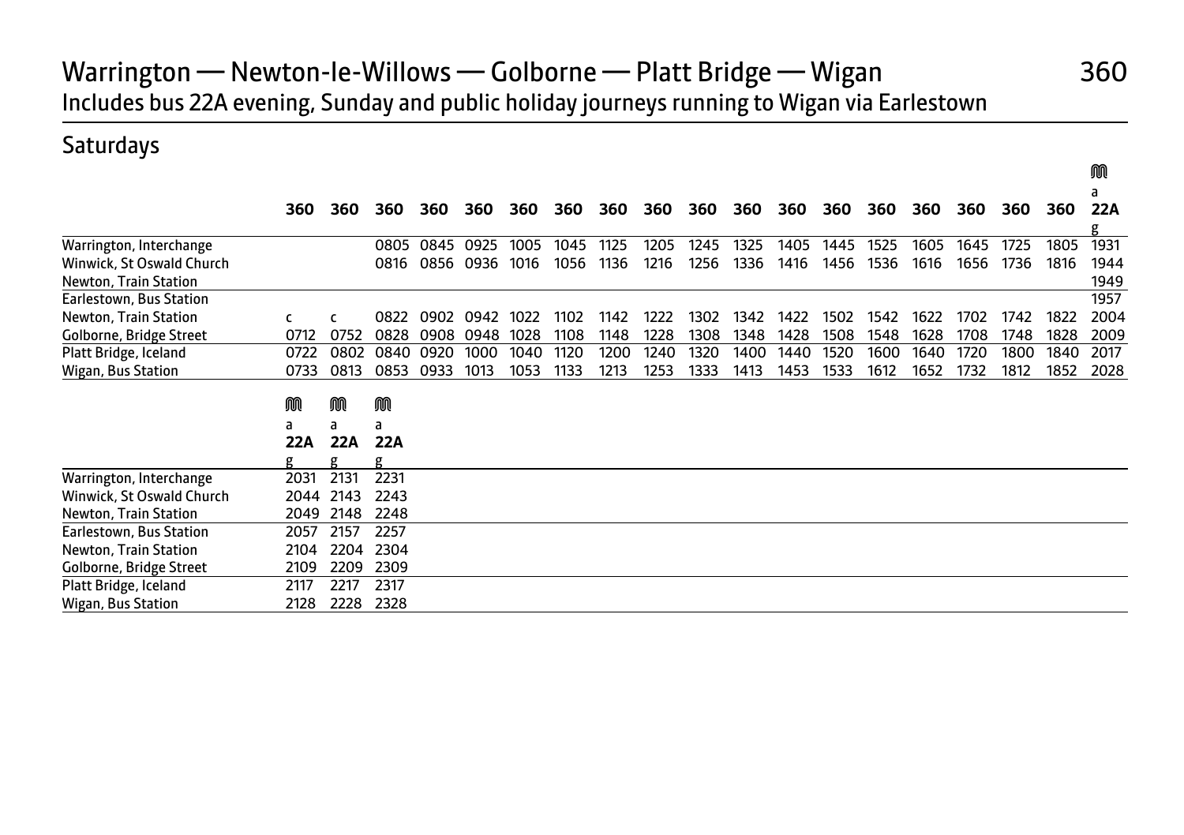# Warrington — Newton-le-Willows — Golborne — Platt Bridge — Wigan

## 360

Includes bus 22A evening, Sunday and public holiday journeys running to Wigan via Earlestown

### Saturdays

| | 360 | 360 | 360 | 360 | 360 | 360 | 360 | 360 | 360 | 360 | 360 | 360 | 360 | 360 | 360 | 360 | 360 | 360 | M a 22A g |
|---|---|---|---|---|---|---|---|---|---|---|---|---|---|---|---|---|---|---|---|
| Warrington, Interchange | | | 0805 | 0845 | 0925 | 1005 | 1045 | 1125 | 1205 | 1245 | 1325 | 1405 | 1445 | 1525 | 1605 | 1645 | 1725 | 1805 | 1931 |
| Winwick, St Oswald Church | | | 0816 | 0856 | 0936 | 1016 | 1056 | 1136 | 1216 | 1256 | 1336 | 1416 | 1456 | 1536 | 1616 | 1656 | 1736 | 1816 | 1944 |
| Newton, Train Station | | | | | | | | | | | | | | | | | | | 1949 |
| Earlestown, Bus Station | | | | | | | | | | | | | | | | | | | 1957 |
| Newton, Train Station | c | c | 0822 | 0902 | 0942 | 1022 | 1102 | 1142 | 1222 | 1302 | 1342 | 1422 | 1502 | 1542 | 1622 | 1702 | 1742 | 1822 | 2004 |
| Golborne, Bridge Street | 0712 | 0752 | 0828 | 0908 | 0948 | 1028 | 1108 | 1148 | 1228 | 1308 | 1348 | 1428 | 1508 | 1548 | 1628 | 1708 | 1748 | 1828 | 2009 |
| Platt Bridge, Iceland | 0722 | 0802 | 0840 | 0920 | 1000 | 1040 | 1120 | 1200 | 1240 | 1320 | 1400 | 1440 | 1520 | 1600 | 1640 | 1720 | 1800 | 1840 | 2017 |
| Wigan, Bus Station | 0733 | 0813 | 0853 | 0933 | 1013 | 1053 | 1133 | 1213 | 1253 | 1333 | 1413 | 1453 | 1533 | 1612 | 1652 | 1732 | 1812 | 1852 | 2028 |

| | M a 22A g | M a 22A g | M a 22A g |
|---|---|---|---|
| Warrington, Interchange | 2031 | 2131 | 2231 |
| Winwick, St Oswald Church | 2044 | 2143 | 2243 |
| Newton, Train Station | 2049 | 2148 | 2248 |
| Earlestown, Bus Station | 2057 | 2157 | 2257 |
| Newton, Train Station | 2104 | 2204 | 2304 |
| Golborne, Bridge Street | 2109 | 2209 | 2309 |
| Platt Bridge, Iceland | 2117 | 2217 | 2317 |
| Wigan, Bus Station | 2128 | 2228 | 2328 |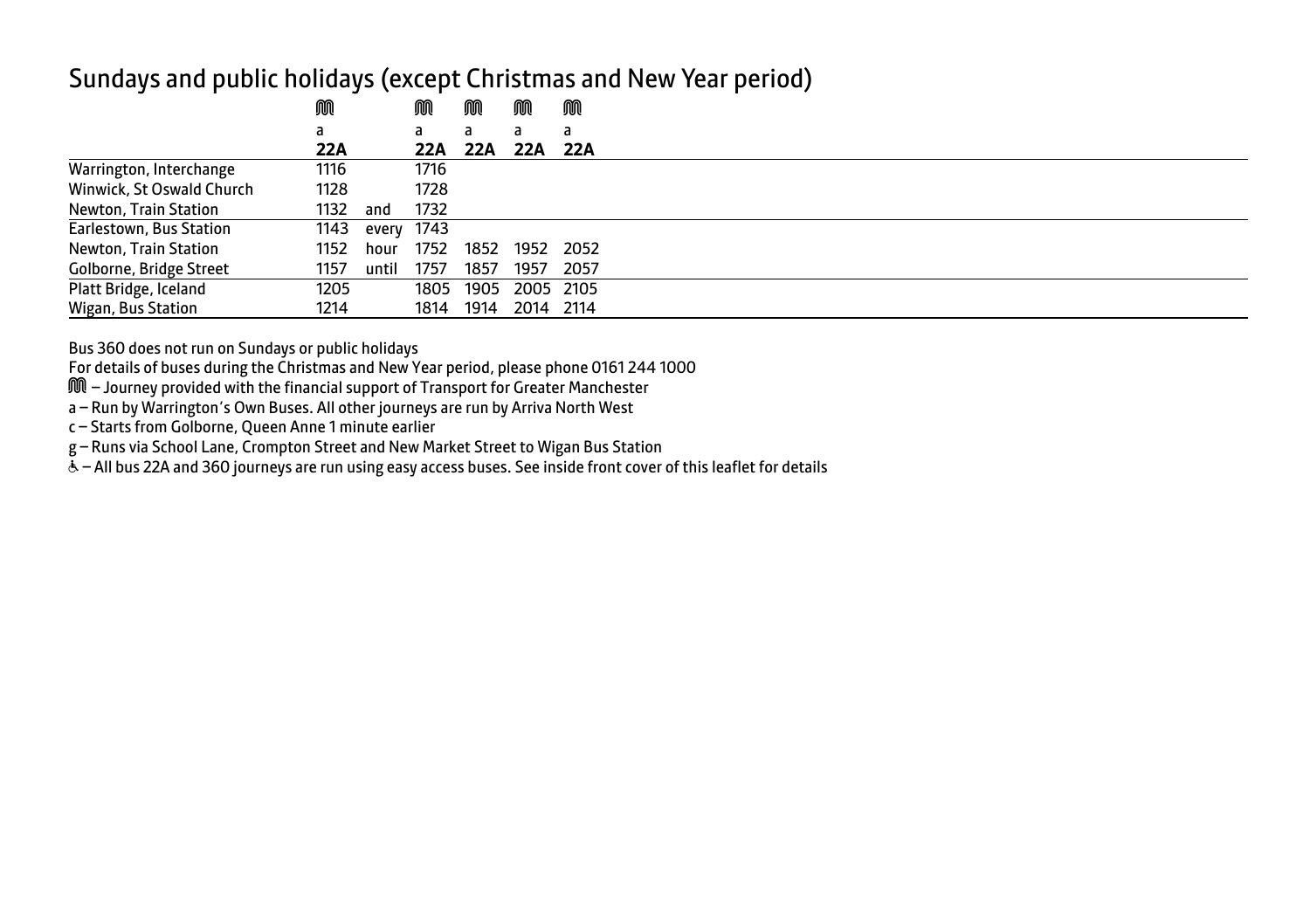## Sundays and public holidays (except Christmas and New Year period)

| | M | | M | M | M | M |
|---|---|---|---|---|---|---|
| | a | | a | a | a | a |
| | **22A** | | **22A** | **22A** | **22A** | **22A** |
| Warrington, Interchange | 1116 | | 1716 | | | |
| Winwick, St Oswald Church | 1128 | | 1728 | | | |
| Newton, Train Station | 1132 | and | 1732 | | | |
| Earlestown, Bus Station | 1143 | every | 1743 | | | |
| Newton, Train Station | 1152 | hour | 1752 | 1852 | 1952 | 2052 |
| Golborne, Bridge Street | 1157 | until | 1757 | 1857 | 1957 | 2057 |
| Platt Bridge, Iceland | 1205 | | 1805 | 1905 | 2005 | 2105 |
| Wigan, Bus Station | 1214 | | 1814 | 1914 | 2014 | 2114 |

Bus 360 does not run on Sundays or public holidays

For details of buses during the Christmas and New Year period, please phone 0161 244 1000

M – Journey provided with the financial support of Transport for Greater Manchester

a – Run by Warrington's Own Buses. All other journeys are run by Arriva North West

c – Starts from Golborne, Queen Anne 1 minute earlier

g – Runs via School Lane, Crompton Street and New Market Street to Wigan Bus Station

♿ – All bus 22A and 360 journeys are run using easy access buses. See inside front cover of this leaflet for details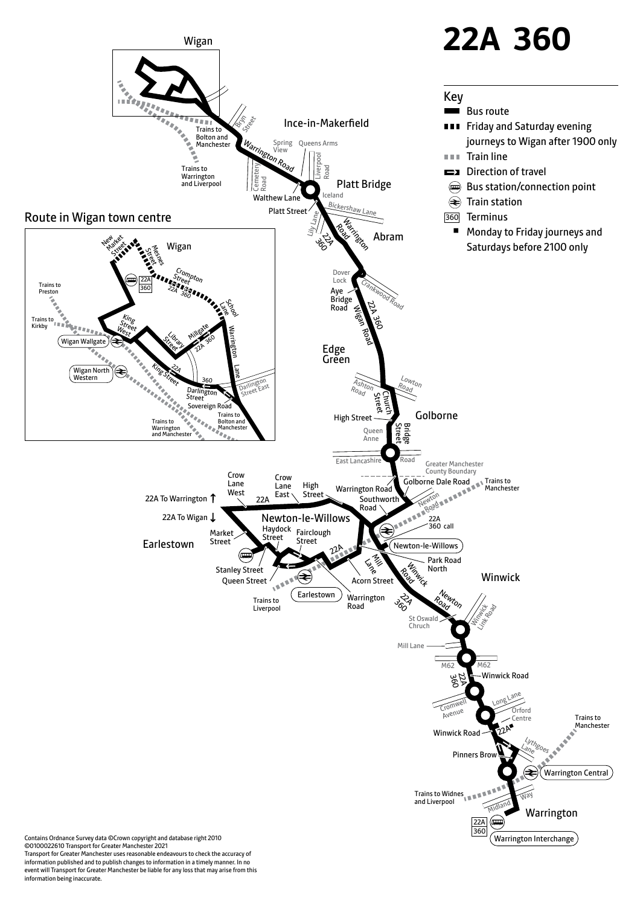# 22A 360

## Key

- Bus route
- Friday and Saturday evening journeys to Wigan after 1900 only
- Train line
- Direction of travel
- Bus station/connection point
- Train station
- 360 Terminus
- ■ Monday to Friday journeys and Saturdays before 2100 only

Wigan

Trains to Bolton and Manchester

Trains to Warrington and Liverpool

Bryn Street

Ince-in-Makerfield

Spring View

Queens Arms

Warrington Road

Cemetery Road

Liverpool Road

Walthew Lane

Platt Bridge

Iceland

Platt Street

Bickershaw Lane

Lily Lane

Warrington Road

22A 360

Abram

Dover Lock

Crankwood Road

Aye Bridge Road

Wigan Road

22A 360

Edge Green

Ashton Road

Lowton Road

Church Street

High Street

Golborne

Queen Anne

Bridge Street

East Lancashire Road

Greater Manchester County Boundary

Golborne Dale Road

Trains to Manchester

Warrington Road

Southworth Road

Newton Road

22A 360 call

Newton-le-Willows

Park Road North

Winwick

Winwick Road

Newton Road

22A 360

St Oswald Church

Winwick Link Road

Mill Lane

M62

Winwick Road

Cromwell Avenue

Long Lane

Orford Centre

Winwick Road

22A ■

Lythgoes Lane

Pinners Brow

Warrington Central

Trains to Manchester

Trains to Widnes and Liverpool

Midland Way

Warrington

22A 360

Warrington Interchange

Crow Lane West

Crow Lane East

High Street

22A

22A To Warrington ↑

22A To Wigan ↓

Newton-le-Willows

Earlestown

Market Street

Haydock Street

Fairclough Street

Stanley Street

Queen Street

Earlestown

Trains to Liverpool

Warrington Road

Acorn Street

Mill Lane

## Route in Wigan town centre

Wigan

New Market Street

Mesnes Street

Crompton Street

22A 360

School Lane

Trains to Preston

Trains to Kirkby

King Street West

Wigan Wallgate

Wigan North Western

Library Street

Millgate

22A 360

Warrington Lane

King Street

22A

360

Darlington Street

Darlington Street East

Sovereign Road

Trains to Bolton and Manchester

Trains to Warrington and Manchester

Contains Ordnance Survey data ©Crown copyright and database right 2010
©0100022610 Transport for Greater Manchester 2021
Transport for Greater Manchester uses reasonable endeavours to check the accuracy of information published and to publish changes to information in a timely manner. In no event will Transport for Greater Manchester be liable for any loss that may arise from this information being inaccurate.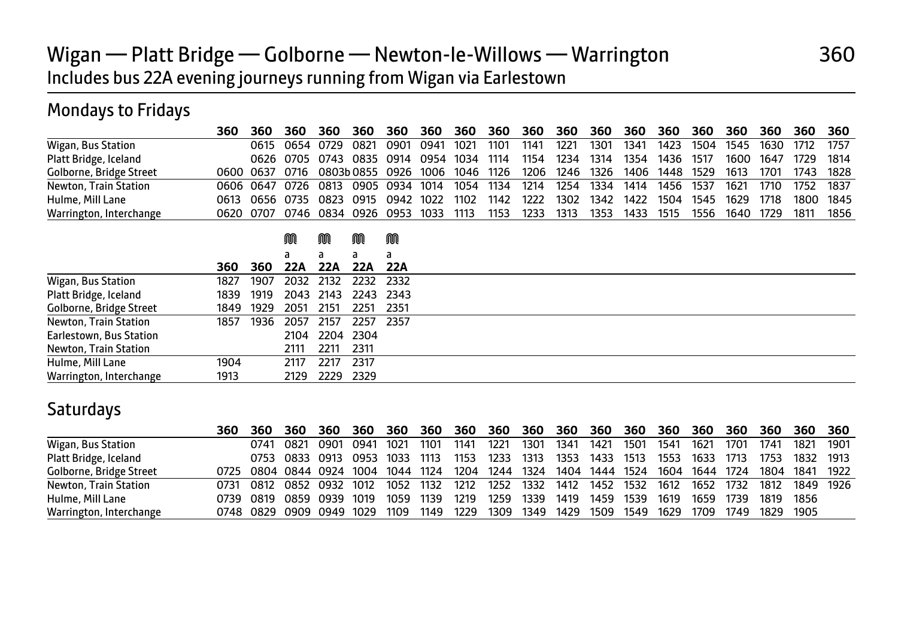# Wigan — Platt Bridge — Golborne — Newton-le-Willows — Warrington 360

Includes bus 22A evening journeys running from Wigan via Earlestown

## Mondays to Fridays

| | 360 | 360 | 360 | 360 | 360 | 360 | 360 | 360 | 360 | 360 | 360 | 360 | 360 | 360 | 360 | 360 | 360 | 360 | 360 |
|---|---|---|---|---|---|---|---|---|---|---|---|---|---|---|---|---|---|---|---|
| Wigan, Bus Station | | 0615 | 0654 | 0729 | 0821 | 0901 | 0941 | 1021 | 1101 | 1141 | 1221 | 1301 | 1341 | 1423 | 1504 | 1545 | 1630 | 1712 | 1757 |
| Platt Bridge, Iceland | | 0626 | 0705 | 0743 | 0835 | 0914 | 0954 | 1034 | 1114 | 1154 | 1234 | 1314 | 1354 | 1436 | 1517 | 1600 | 1647 | 1729 | 1814 |
| Golborne, Bridge Street | 0600 | 0637 | 0716 | 0803b | 0855 | 0926 | 1006 | 1046 | 1126 | 1206 | 1246 | 1326 | 1406 | 1448 | 1529 | 1613 | 1701 | 1743 | 1828 |
| Newton, Train Station | 0606 | 0647 | 0726 | 0813 | 0905 | 0934 | 1014 | 1054 | 1134 | 1214 | 1254 | 1334 | 1414 | 1456 | 1537 | 1621 | 1710 | 1752 | 1837 |
| Hulme, Mill Lane | 0613 | 0656 | 0735 | 0823 | 0915 | 0942 | 1022 | 1102 | 1142 | 1222 | 1302 | 1342 | 1422 | 1504 | 1545 | 1629 | 1718 | 1800 | 1845 |
| Warrington, Interchange | 0620 | 0707 | 0746 | 0834 | 0926 | 0953 | 1033 | 1113 | 1153 | 1233 | 1313 | 1353 | 1433 | 1515 | 1556 | 1640 | 1729 | 1811 | 1856 |

| | 360 | 360 | 22A (a) | 22A (a) | 22A (a) | 22A (a) |
|---|---|---|---|---|---|---|
| Wigan, Bus Station | 1827 | 1907 | 2032 | 2132 | 2232 | 2332 |
| Platt Bridge, Iceland | 1839 | 1919 | 2043 | 2143 | 2243 | 2343 |
| Golborne, Bridge Street | 1849 | 1929 | 2051 | 2151 | 2251 | 2351 |
| Newton, Train Station | 1857 | 1936 | 2057 | 2157 | 2257 | 2357 |
| Earlestown, Bus Station | | | 2104 | 2204 | 2304 | |
| Newton, Train Station | | | 2111 | 2211 | 2311 | |
| Hulme, Mill Lane | 1904 | | 2117 | 2217 | 2317 | |
| Warrington, Interchange | 1913 | | 2129 | 2229 | 2329 | |

## Saturdays

| | 360 | 360 | 360 | 360 | 360 | 360 | 360 | 360 | 360 | 360 | 360 | 360 | 360 | 360 | 360 | 360 | 360 | 360 | 360 |
|---|---|---|---|---|---|---|---|---|---|---|---|---|---|---|---|---|---|---|---|
| Wigan, Bus Station | | 0741 | 0821 | 0901 | 0941 | 1021 | 1101 | 1141 | 1221 | 1301 | 1341 | 1421 | 1501 | 1541 | 1621 | 1701 | 1741 | 1821 | 1901 |
| Platt Bridge, Iceland | | 0753 | 0833 | 0913 | 0953 | 1033 | 1113 | 1153 | 1233 | 1313 | 1353 | 1433 | 1513 | 1553 | 1633 | 1713 | 1753 | 1832 | 1913 |
| Golborne, Bridge Street | 0725 | 0804 | 0844 | 0924 | 1004 | 1044 | 1124 | 1204 | 1244 | 1324 | 1404 | 1444 | 1524 | 1604 | 1644 | 1724 | 1804 | 1841 | 1922 |
| Newton, Train Station | 0731 | 0812 | 0852 | 0932 | 1012 | 1052 | 1132 | 1212 | 1252 | 1332 | 1412 | 1452 | 1532 | 1612 | 1652 | 1732 | 1812 | 1849 | 1926 |
| Hulme, Mill Lane | 0739 | 0819 | 0859 | 0939 | 1019 | 1059 | 1139 | 1219 | 1259 | 1339 | 1419 | 1459 | 1539 | 1619 | 1659 | 1739 | 1819 | 1856 | |
| Warrington, Interchange | 0748 | 0829 | 0909 | 0949 | 1029 | 1109 | 1149 | 1229 | 1309 | 1349 | 1429 | 1509 | 1549 | 1629 | 1709 | 1749 | 1829 | 1905 | |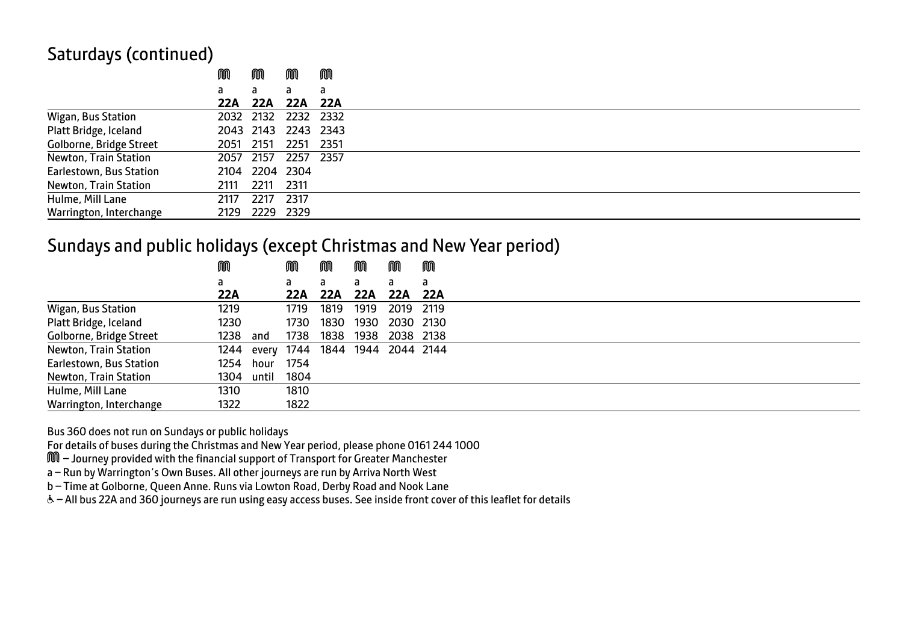## Saturdays (continued)

| | ⓜ | ⓜ | ⓜ | ⓜ |
|---|---|---|---|---|
| | a | a | a | a |
| | **22A** | **22A** | **22A** | **22A** |
| Wigan, Bus Station | 2032 | 2132 | 2232 | 2332 |
| Platt Bridge, Iceland | 2043 | 2143 | 2243 | 2343 |
| Golborne, Bridge Street | 2051 | 2151 | 2251 | 2351 |
| Newton, Train Station | 2057 | 2157 | 2257 | 2357 |
| Earlestown, Bus Station | 2104 | 2204 | 2304 | |
| Newton, Train Station | 2111 | 2211 | 2311 | |
| Hulme, Mill Lane | 2117 | 2217 | 2317 | |
| Warrington, Interchange | 2129 | 2229 | 2329 | |

## Sundays and public holidays (except Christmas and New Year period)

| | ⓜ | | ⓜ | ⓜ | ⓜ | ⓜ | ⓜ |
|---|---|---|---|---|---|---|---|
| | a | | a | a | a | a | a |
| | **22A** | | **22A** | **22A** | **22A** | **22A** | **22A** |
| Wigan, Bus Station | 1219 | | 1719 | 1819 | 1919 | 2019 | 2119 |
| Platt Bridge, Iceland | 1230 | | 1730 | 1830 | 1930 | 2030 | 2130 |
| Golborne, Bridge Street | 1238 | and | 1738 | 1838 | 1938 | 2038 | 2138 |
| Newton, Train Station | 1244 | every | 1744 | 1844 | 1944 | 2044 | 2144 |
| Earlestown, Bus Station | 1254 | hour | 1754 | | | | |
| Newton, Train Station | 1304 | until | 1804 | | | | |
| Hulme, Mill Lane | 1310 | | 1810 | | | | |
| Warrington, Interchange | 1322 | | 1822 | | | | |

Bus 360 does not run on Sundays or public holidays

For details of buses during the Christmas and New Year period, please phone 0161 244 1000

ⓜ – Journey provided with the financial support of Transport for Greater Manchester

a – Run by Warrington's Own Buses. All other journeys are run by Arriva North West

b – Time at Golborne, Queen Anne. Runs via Lowton Road, Derby Road and Nook Lane

♿ – All bus 22A and 360 journeys are run using easy access buses. See inside front cover of this leaflet for details